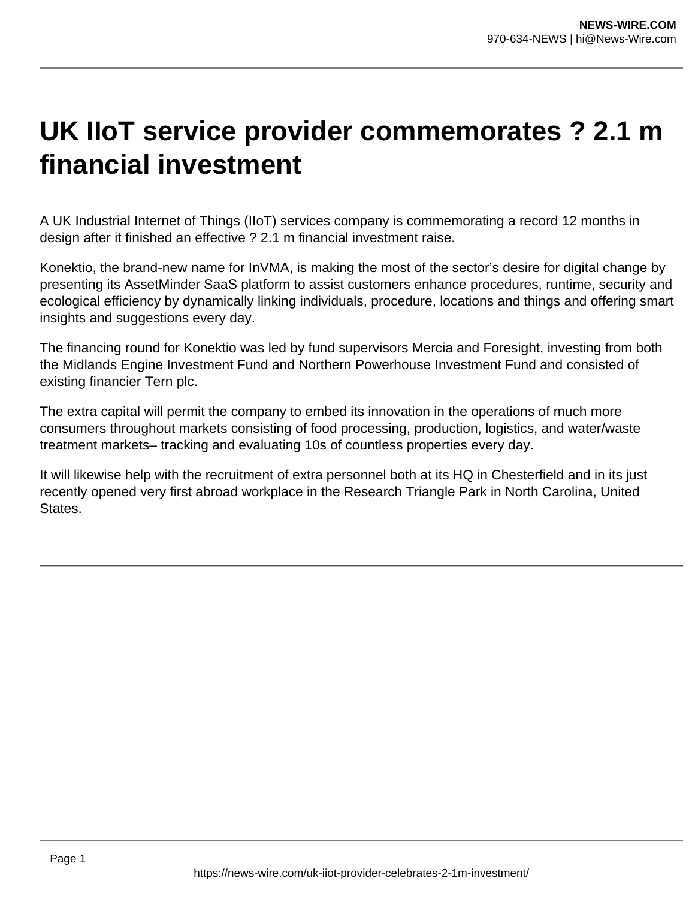# UK IIoT service provider commemorates ? 2.1 m financial investment

A UK Industrial Internet of Things (IIoT) services company is commemorating a record 12 months in design after it finished an effective ? 2.1 m financial investment raise.

Konektio, the brand-new name for InVMA, is making the most of the sector's desire for digital change by presenting its AssetMinder SaaS platform to assist customers enhance procedures, runtime, security and ecological efficiency by dynamically linking individuals, procedure, locations and things and offering smart insights and suggestions every day.

The financing round for Konektio was led by fund supervisors Mercia and Foresight, investing from both the Midlands Engine Investment Fund and Northern Powerhouse Investment Fund and consisted of existing financier Tern plc.

The extra capital will permit the company to embed its innovation in the operations of much more consumers throughout markets consisting of food processing, production, logistics, and water/waste treatment markets– tracking and evaluating 10s of countless properties every day.

It will likewise help with the recruitment of extra personnel both at its HQ in Chesterfield and in its just recently opened very first abroad workplace in the Research Triangle Park in North Carolina, United States.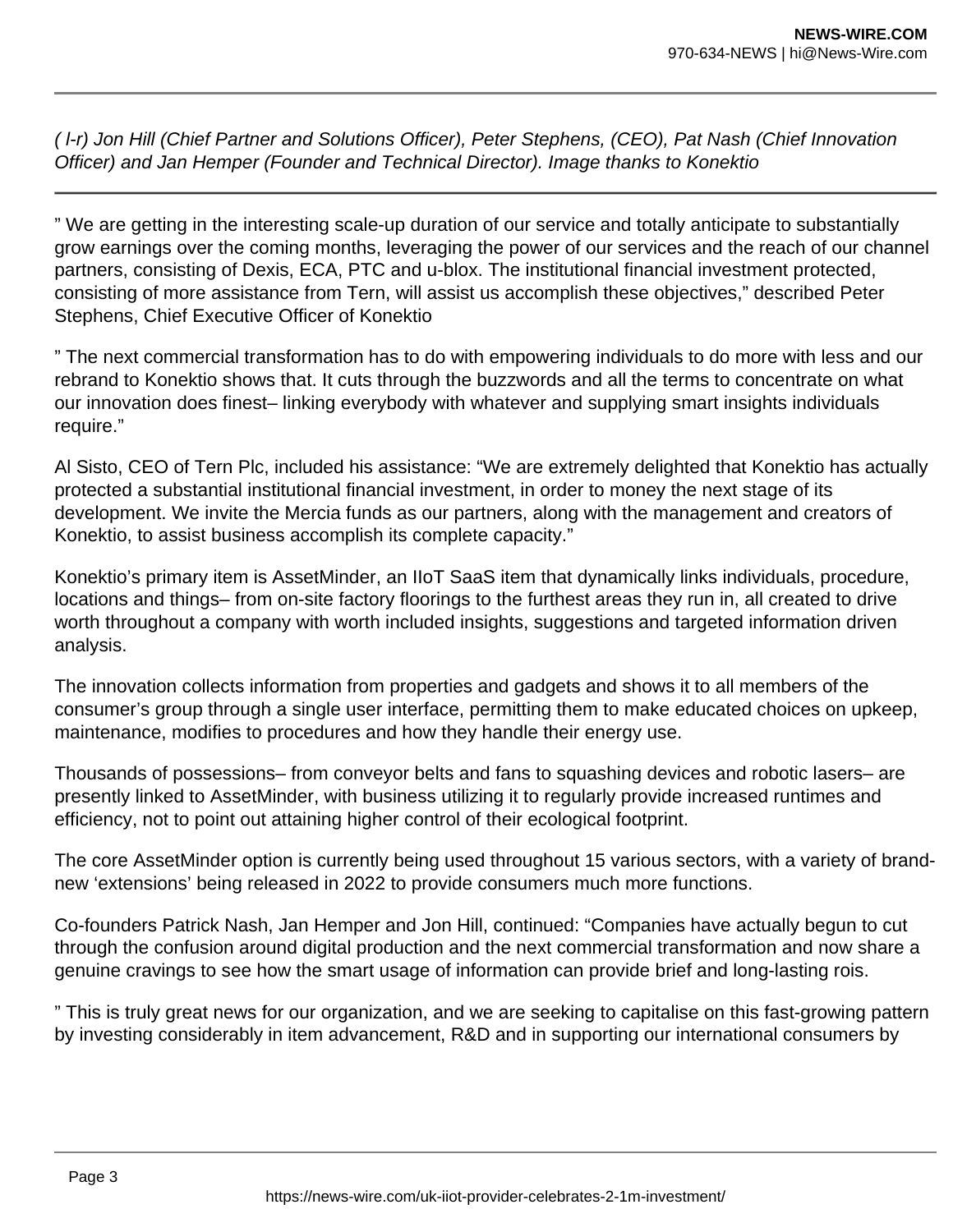*( l-r) Jon Hill (Chief Partner and Solutions Officer), Peter Stephens, (CEO), Pat Nash (Chief Innovation Officer) and Jan Hemper (Founder and Technical Director). Image thanks to Konektio*

” We are getting in the interesting scale-up duration of our service and totally anticipate to substantially grow earnings over the coming months, leveraging the power of our services and the reach of our channel partners, consisting of Dexis, ECA, PTC and u-blox. The institutional financial investment protected, consisting of more assistance from Tern, will assist us accomplish these objectives,” described Peter Stephens, Chief Executive Officer of Konektio

” The next commercial transformation has to do with empowering individuals to do more with less and our rebrand to Konektio shows that. It cuts through the buzzwords and all the terms to concentrate on what our innovation does finest– linking everybody with whatever and supplying smart insights individuals require.”

Al Sisto, CEO of Tern Plc, included his assistance: “We are extremely delighted that Konektio has actually protected a substantial institutional financial investment, in order to money the next stage of its development. We invite the Mercia funds as our partners, along with the management and creators of Konektio, to assist business accomplish its complete capacity.”

Konektio’s primary item is AssetMinder, an IIoT SaaS item that dynamically links individuals, procedure, locations and things– from on-site factory floorings to the furthest areas they run in, all created to drive worth throughout a company with worth included insights, suggestions and targeted information driven analysis.

The innovation collects information from properties and gadgets and shows it to all members of the consumer’s group through a single user interface, permitting them to make educated choices on upkeep, maintenance, modifies to procedures and how they handle their energy use.

Thousands of possessions– from conveyor belts and fans to squashing devices and robotic lasers– are presently linked to AssetMinder, with business utilizing it to regularly provide increased runtimes and efficiency, not to point out attaining higher control of their ecological footprint.

The core AssetMinder option is currently being used throughout 15 various sectors, with a variety of brand-new ‘extensions’ being released in 2022 to provide consumers much more functions.

Co-founders Patrick Nash, Jan Hemper and Jon Hill, continued: “Companies have actually begun to cut through the confusion around digital production and the next commercial transformation and now share a genuine cravings to see how the smart usage of information can provide brief and long-lasting rois.

” This is truly great news for our organization, and we are seeking to capitalise on this fast-growing pattern by investing considerably in item advancement, R&D and in supporting our international consumers by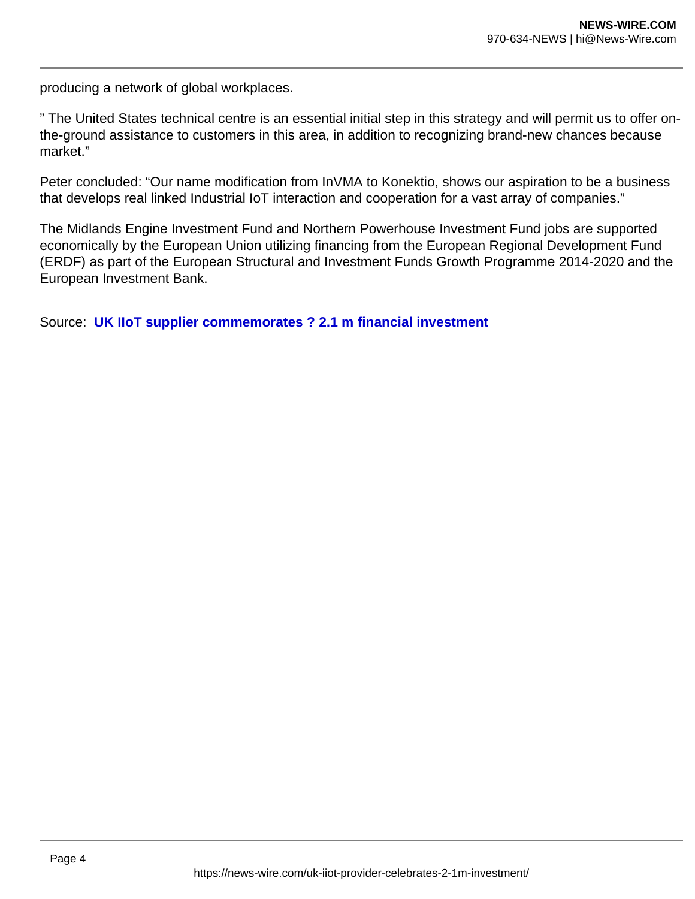producing a network of global workplaces.

” The United States technical centre is an essential initial step in this strategy and will permit us to offer on-the-ground assistance to customers in this area, in addition to recognizing brand-new chances because market.”

Peter concluded: “Our name modification from InVMA to Konektio, shows our aspiration to be a business that develops real linked Industrial IoT interaction and cooperation for a vast array of companies.”

The Midlands Engine Investment Fund and Northern Powerhouse Investment Fund jobs are supported economically by the European Union utilizing financing from the European Regional Development Fund (ERDF) as part of the European Structural and Investment Funds Growth Programme 2014-2020 and the European Investment Bank.

Source: **UK IIoT supplier commemorates ? 2.1 m financial investment**